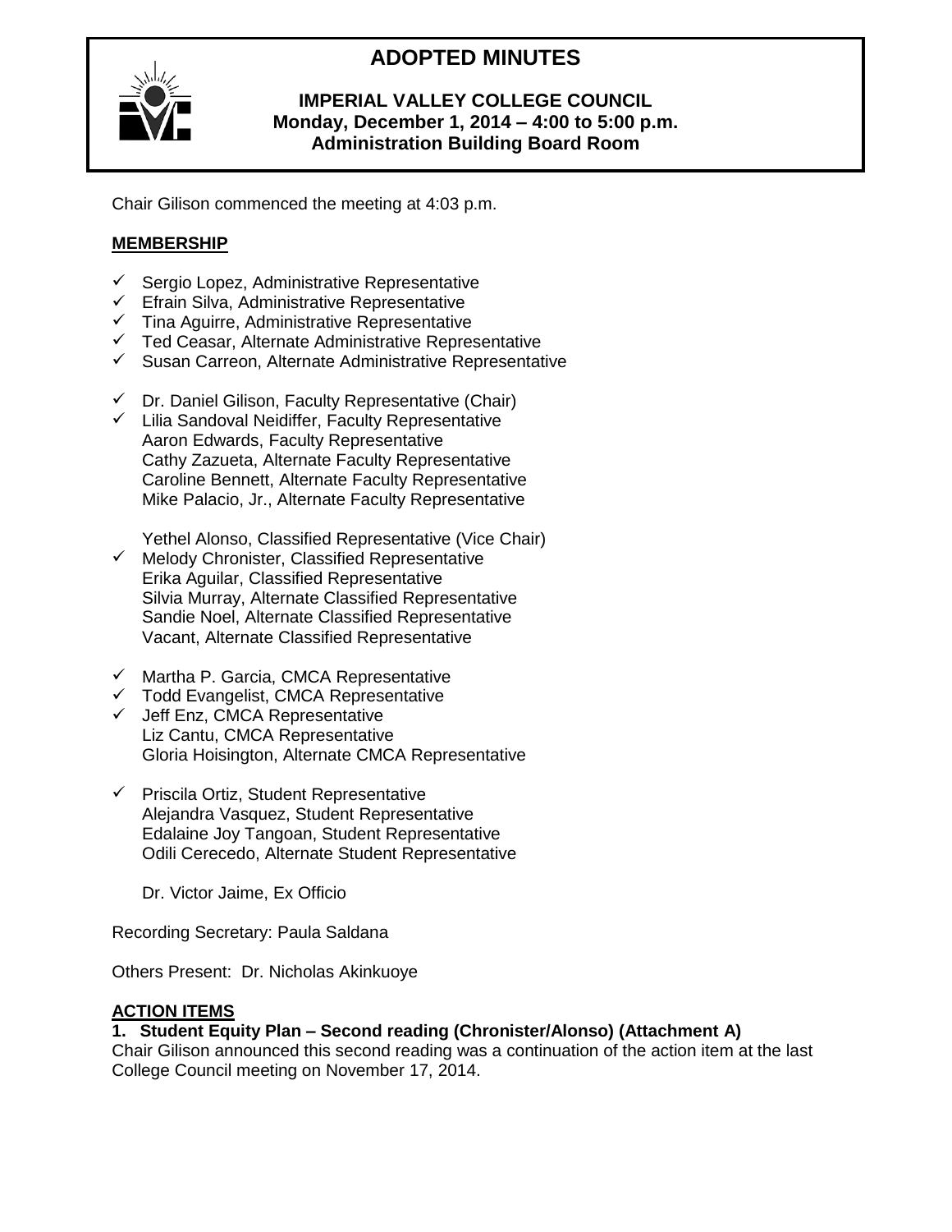# ADOPTED MINUTES

**IMPERIAL VALLEY COLLEGE COUNCIL**
**Monday, December 1, 2014 – 4:00 to 5:00 p.m.**
**Administration Building Board Room**

Chair Gilison commenced the meeting at 4:03 p.m.

## MEMBERSHIP

- ✓ Sergio Lopez, Administrative Representative
- ✓ Efrain Silva, Administrative Representative
- ✓ Tina Aguirre, Administrative Representative
- ✓ Ted Ceasar, Alternate Administrative Representative
- ✓ Susan Carreon, Alternate Administrative Representative

- ✓ Dr. Daniel Gilison, Faculty Representative (Chair)
- ✓ Lilia Sandoval Neidiffer, Faculty Representative
- Aaron Edwards, Faculty Representative
- Cathy Zazueta, Alternate Faculty Representative
- Caroline Bennett, Alternate Faculty Representative
- Mike Palacio, Jr., Alternate Faculty Representative

- Yethel Alonso, Classified Representative (Vice Chair)
- ✓ Melody Chronister, Classified Representative
- Erika Aguilar, Classified Representative
- Silvia Murray, Alternate Classified Representative
- Sandie Noel, Alternate Classified Representative
- Vacant, Alternate Classified Representative

- ✓ Martha P. Garcia, CMCA Representative
- ✓ Todd Evangelist, CMCA Representative
- ✓ Jeff Enz, CMCA Representative
- Liz Cantu, CMCA Representative
- Gloria Hoisington, Alternate CMCA Representative

- ✓ Priscila Ortiz, Student Representative
- Alejandra Vasquez, Student Representative
- Edalaine Joy Tangoan, Student Representative
- Odili Cerecedo, Alternate Student Representative

- Dr. Victor Jaime, Ex Officio

Recording Secretary: Paula Saldana

Others Present: Dr. Nicholas Akinkuoye

## ACTION ITEMS

**1. Student Equity Plan – Second reading (Chronister/Alonso) (Attachment A)**

Chair Gilison announced this second reading was a continuation of the action item at the last College Council meeting on November 17, 2014.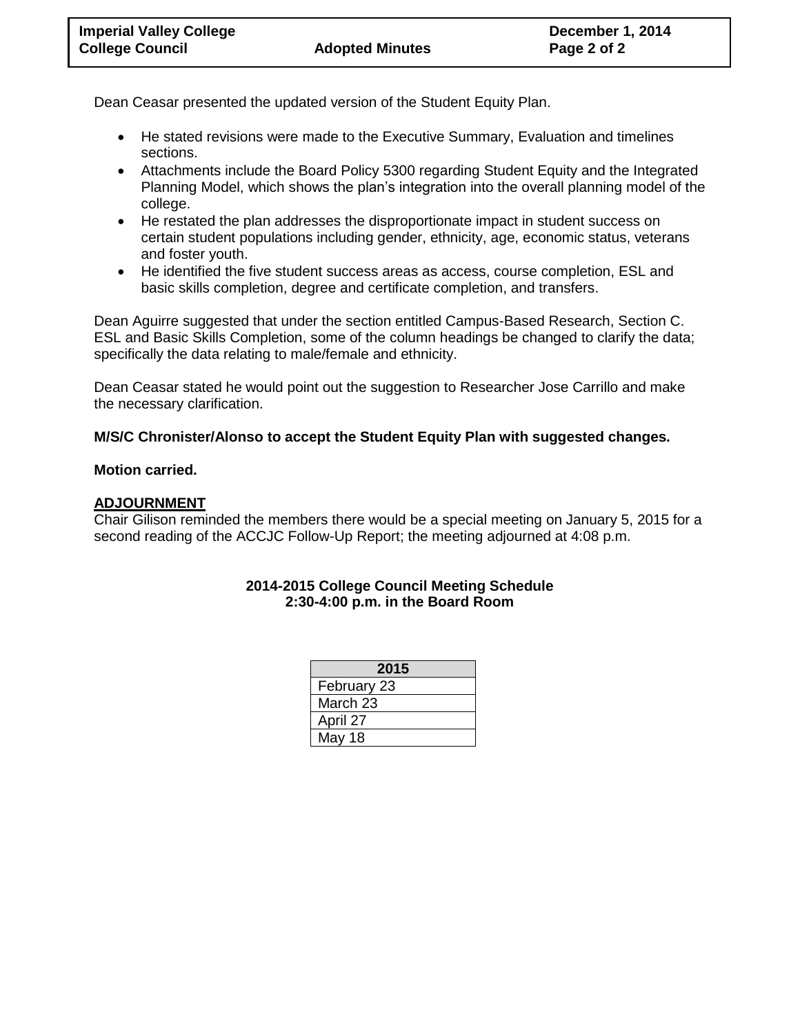Dean Ceasar presented the updated version of the Student Equity Plan.

- He stated revisions were made to the Executive Summary, Evaluation and timelines sections.
- Attachments include the Board Policy 5300 regarding Student Equity and the Integrated Planning Model, which shows the plan's integration into the overall planning model of the college.
- He restated the plan addresses the disproportionate impact in student success on certain student populations including gender, ethnicity, age, economic status, veterans and foster youth.
- He identified the five student success areas as access, course completion, ESL and basic skills completion, degree and certificate completion, and transfers.

Dean Aguirre suggested that under the section entitled Campus-Based Research, Section C. ESL and Basic Skills Completion, some of the column headings be changed to clarify the data; specifically the data relating to male/female and ethnicity.

Dean Ceasar stated he would point out the suggestion to Researcher Jose Carrillo and make the necessary clarification.

**M/S/C Chronister/Alonso to accept the Student Equity Plan with suggested changes.**

**Motion carried.**

**ADJOURNMENT**

Chair Gilison reminded the members there would be a special meeting on January 5, 2015 for a second reading of the ACCJC Follow-Up Report; the meeting adjourned at 4:08 p.m.

**2014-2015 College Council Meeting Schedule**
**2:30-4:00 p.m. in the Board Room**

| 2015 |
|---|
| February 23 |
| March 23 |
| April 27 |
| May 18 |